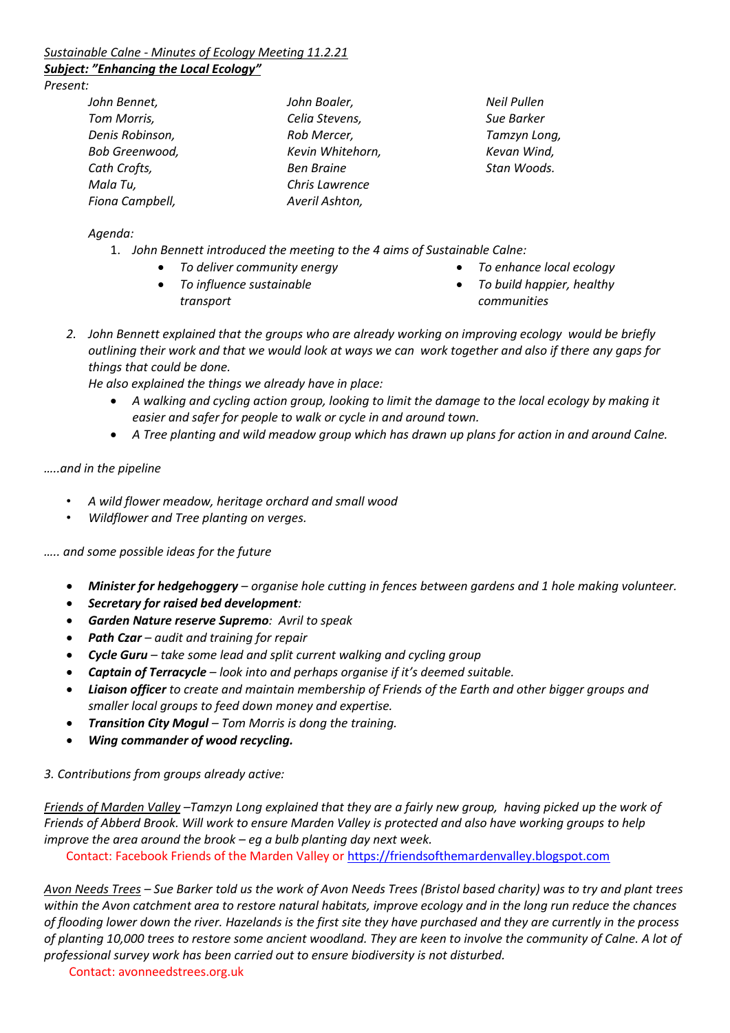*Sustainable Calne - Minutes of Ecology Meeting 11.2.21*

***Subject: "Enhancing the Local Ecology"***

*Present:*

*John Bennet, Tom Morris, Denis Robinson, Bob Greenwood, Cath Crofts, Mala Tu, Fiona Campbell, John Boaler, Celia Stevens, Rob Mercer, Kevin Whitehorn, Ben Braine, Chris Lawrence, Averil Ashton, Neil Pullen, Sue Barker, Tamzyn Long, Kevan Wind, Stan Woods.*

*Agenda:*

1. *John Bennett introduced the meeting to the 4 aims of Sustainable Calne:*
   - *To deliver community energy*
   - *To influence sustainable transport*
   - *To enhance local ecology*
   - *To build happier, healthy communities*

2. *John Bennett explained that the groups who are already working on improving ecology would be briefly outlining their work and that we would look at ways we can work together and also if there any gaps for things that could be done.*
   *He also explained the things we already have in place:*
   - *A walking and cycling action group, looking to limit the damage to the local ecology by making it easier and safer for people to walk or cycle in and around town.*
   - *A Tree planting and wild meadow group which has drawn up plans for action in and around Calne.*

*.....and in the pipeline*

- *A wild flower meadow, heritage orchard and small wood*
- *Wildflower and Tree planting on verges.*

*..... and some possible ideas for the future*

- ***Minister for hedgehoggery** – organise hole cutting in fences between gardens and 1 hole making volunteer.*
- ***Secretary for raised bed development**:*
- ***Garden Nature reserve Supremo**: Avril to speak*
- ***Path Czar** – audit and training for repair*
- ***Cycle Guru** – take some lead and split current walking and cycling group*
- ***Captain of Terracycle** – look into and perhaps organise if it's deemed suitable.*
- ***Liaison officer** to create and maintain membership of Friends of the Earth and other bigger groups and smaller local groups to feed down money and expertise.*
- ***Transition City Mogul** – Tom Morris is dong the training.*
- ***Wing commander of wood recycling.***

*3. Contributions from groups already active:*

*Friends of Marden Valley –Tamzyn Long explained that they are a fairly new group, having picked up the work of Friends of Abberd Brook. Will work to ensure Marden Valley is protected and also have working groups to help improve the area around the brook – eg a bulb planting day next week.*

Contact: Facebook Friends of the Marden Valley or https://friendsofthemardenvalley.blogspot.com

*Avon Needs Trees – Sue Barker told us the work of Avon Needs Trees (Bristol based charity) was to try and plant trees within the Avon catchment area to restore natural habitats, improve ecology and in the long run reduce the chances of flooding lower down the river. Hazelands is the first site they have purchased and they are currently in the process of planting 10,000 trees to restore some ancient woodland. They are keen to involve the community of Calne. A lot of professional survey work has been carried out to ensure biodiversity is not disturbed.*

Contact: avonneedstrees.org.uk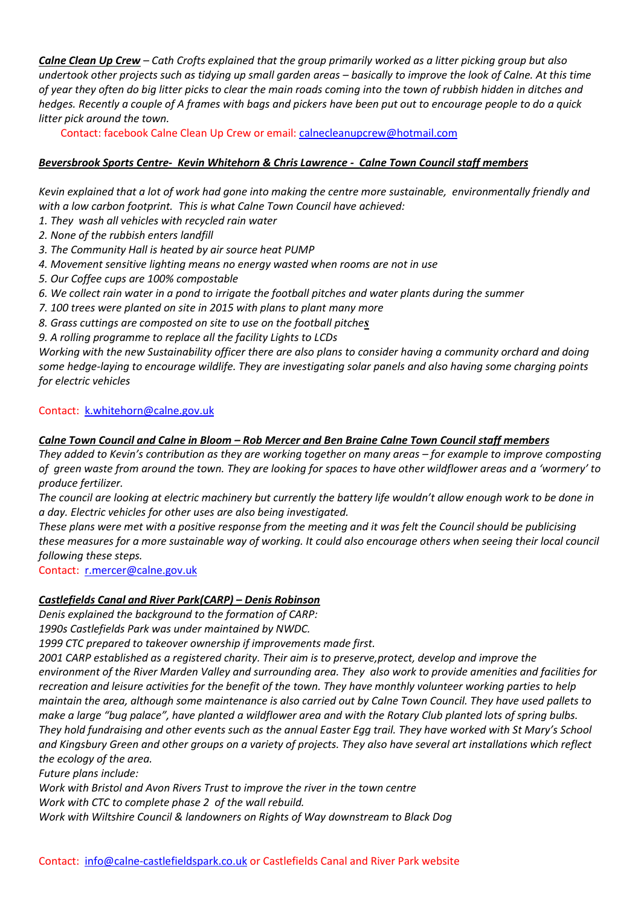***Calne Clean Up Crew*** *– Cath Crofts explained that the group primarily worked as a litter picking group but also undertook other projects such as tidying up small garden areas – basically to improve the look of Calne. At this time of year they often do big litter picks to clear the main roads coming into the town of rubbish hidden in ditches and hedges. Recently a couple of A frames with bags and pickers have been put out to encourage people to do a quick litter pick around the town.*

Contact: facebook Calne Clean Up Crew or email: calnecleanupcrew@hotmail.com

***Beversbrook Sports Centre- Kevin Whitehorn & Chris Lawrence - Calne Town Council staff members***

*Kevin explained that a lot of work had gone into making the centre more sustainable, environmentally friendly and with a low carbon footprint. This is what Calne Town Council have achieved:*

1. *They wash all vehicles with recycled rain water*
2. *None of the rubbish enters landfill*
3. *The Community Hall is heated by air source heat PUMP*
4. *Movement sensitive lighting means no energy wasted when rooms are not in use*
5. *Our Coffee cups are 100% compostable*
6. *We collect rain water in a pond to irrigate the football pitches and water plants during the summer*
7. *100 trees were planted on site in 2015 with plans to plant many more*
8. *Grass cuttings are composted on site to use on the football pitches*
9. *A rolling programme to replace all the facility Lights to LCDs*

*Working with the new Sustainability officer there are also plans to consider having a community orchard and doing some hedge-laying to encourage wildlife. They are investigating solar panels and also having some charging points for electric vehicles*

Contact: k.whitehorn@calne.gov.uk

***Calne Town Council and Calne in Bloom – Rob Mercer and Ben Braine Calne Town Council staff members***

*They added to Kevin's contribution as they are working together on many areas – for example to improve composting of green waste from around the town. They are looking for spaces to have other wildflower areas and a 'wormery' to produce fertilizer.*

*The council are looking at electric machinery but currently the battery life wouldn't allow enough work to be done in a day. Electric vehicles for other uses are also being investigated.*

*These plans were met with a positive response from the meeting and it was felt the Council should be publicising these measures for a more sustainable way of working. It could also encourage others when seeing their local council following these steps.*

Contact: r.mercer@calne.gov.uk

***Castlefields Canal and River Park(CARP) – Denis Robinson***

*Denis explained the background to the formation of CARP:*

*1990s Castlefields Park was under maintained by NWDC.*

*1999 CTC prepared to takeover ownership if improvements made first.*

*2001 CARP established as a registered charity. Their aim is to preserve,protect, develop and improve the environment of the River Marden Valley and surrounding area. They also work to provide amenities and facilities for recreation and leisure activities for the benefit of the town. They have monthly volunteer working parties to help maintain the area, although some maintenance is also carried out by Calne Town Council. They have used pallets to make a large "bug palace", have planted a wildflower area and with the Rotary Club planted lots of spring bulbs. They hold fundraising and other events such as the annual Easter Egg trail. They have worked with St Mary's School and Kingsbury Green and other groups on a variety of projects. They also have several art installations which reflect the ecology of the area.*

*Future plans include:*

*Work with Bristol and Avon Rivers Trust to improve the river in the town centre*

*Work with CTC to complete phase 2 of the wall rebuild.*

*Work with Wiltshire Council & landowners on Rights of Way downstream to Black Dog*

Contact: info@calne-castlefieldspark.co.uk or Castlefields Canal and River Park website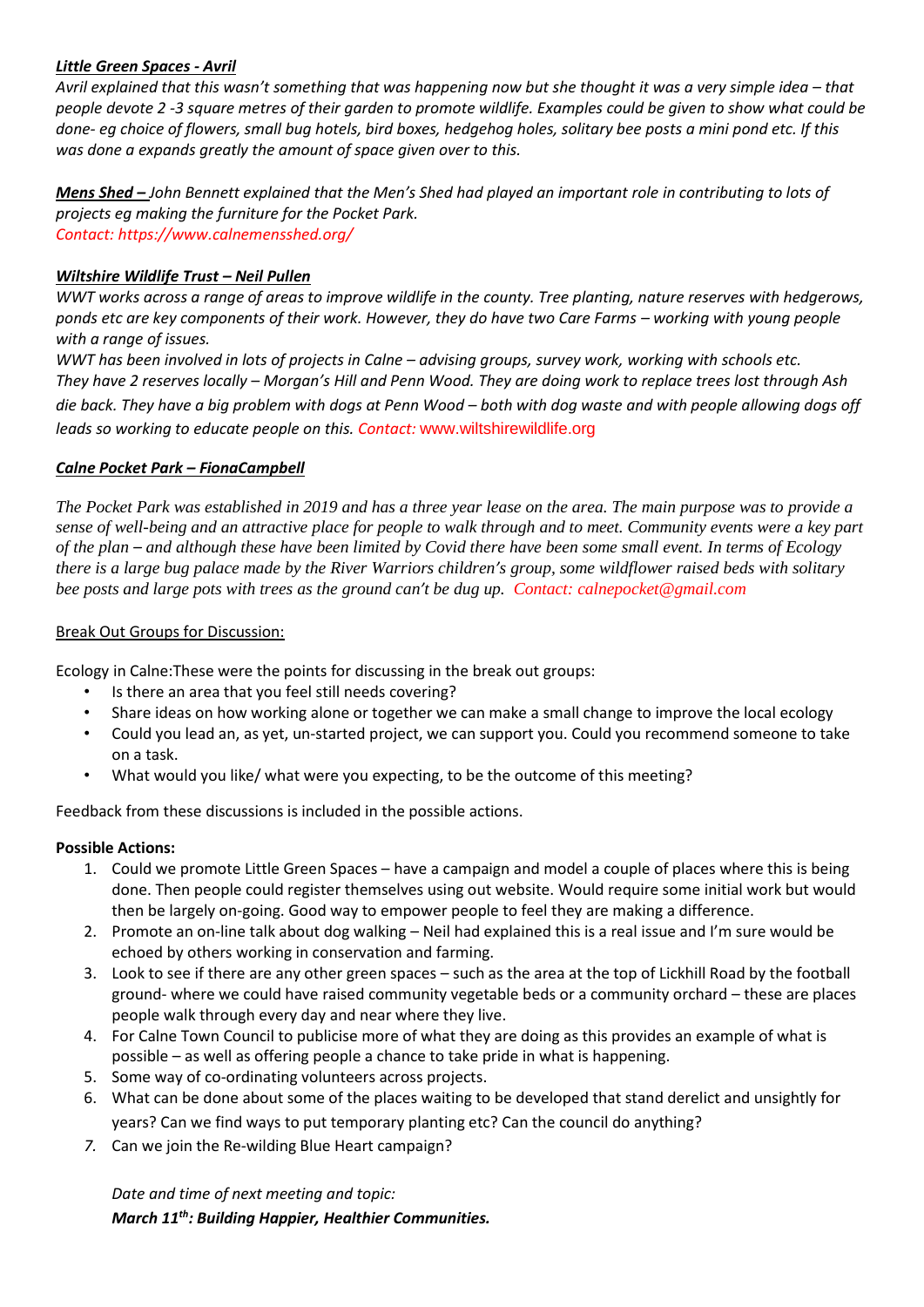***Little Green Spaces - Avril***

*Avril explained that this wasn't something that was happening now but she thought it was a very simple idea – that people devote 2 -3 square metres of their garden to promote wildlife. Examples could be given to show what could be done- eg choice of flowers, small bug hotels, bird boxes, hedgehog holes, solitary bee posts a mini pond etc. If this was done a expands greatly the amount of space given over to this.*

***Mens Shed –*** *John Bennett explained that the Men's Shed had played an important role in contributing to lots of projects eg making the furniture for the Pocket Park.*
*Contact: https://www.calnemensshed.org/*

***Wiltshire Wildlife Trust – Neil Pullen***

*WWT works across a range of areas to improve wildlife in the county. Tree planting, nature reserves with hedgerows, ponds etc are key components of their work. However, they do have two Care Farms – working with young people with a range of issues.*
*WWT has been involved in lots of projects in Calne – advising groups, survey work, working with schools etc. They have 2 reserves locally – Morgan's Hill and Penn Wood. They are doing work to replace trees lost through Ash die back. They have a big problem with dogs at Penn Wood – both with dog waste and with people allowing dogs off leads so working to educate people on this. Contact:* www.wiltshirewildlife.org

***Calne Pocket Park – FionaCampbell***

*The Pocket Park was established in 2019 and has a three year lease on the area. The main purpose was to provide a sense of well-being and an attractive place for people to walk through and to meet. Community events were a key part of the plan – and although these have been limited by Covid there have been some small event. In terms of Ecology there is a large bug palace made by the River Warriors children's group, some wildflower raised beds with solitary bee posts and large pots with trees as the ground can't be dug up. Contact: calnepocket@gmail.com*

Break Out Groups for Discussion:

Ecology in Calne:These were the points for discussing in the break out groups:

- Is there an area that you feel still needs covering?
- Share ideas on how working alone or together we can make a small change to improve the local ecology
- Could you lead an, as yet, un-started project, we can support you. Could you recommend someone to take on a task.
- What would you like/ what were you expecting, to be the outcome of this meeting?

Feedback from these discussions is included in the possible actions.

**Possible Actions:**

1. Could we promote Little Green Spaces – have a campaign and model a couple of places where this is being done. Then people could register themselves using out website. Would require some initial work but would then be largely on-going. Good way to empower people to feel they are making a difference.
2. Promote an on-line talk about dog walking – Neil had explained this is a real issue and I'm sure would be echoed by others working in conservation and farming.
3. Look to see if there are any other green spaces – such as the area at the top of Lickhill Road by the football ground- where we could have raised community vegetable beds or a community orchard – these are places people walk through every day and near where they live.
4. For Calne Town Council to publicise more of what they are doing as this provides an example of what is possible – as well as offering people a chance to take pride in what is happening.
5. Some way of co-ordinating volunteers across projects.
6. What can be done about some of the places waiting to be developed that stand derelict and unsightly for years? Can we find ways to put temporary planting etc? Can the council do anything?
7. Can we join the Re-wilding Blue Heart campaign?

*Date and time of next meeting and topic:*
***March 11th: Building Happier, Healthier Communities.***